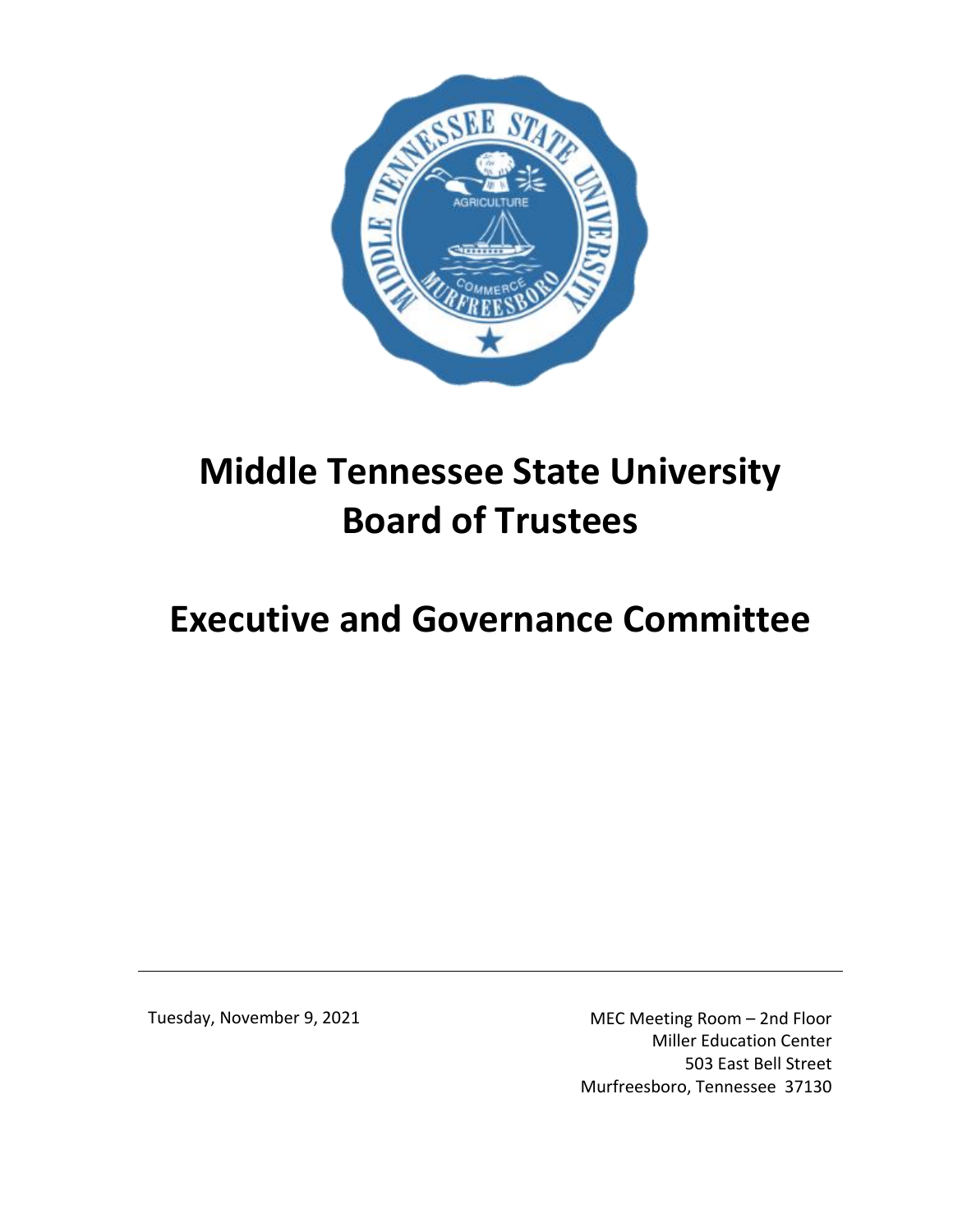# Middle Tennessee State University Board of Trustees

# Executive and Governance Committee

Tuesday, November 9, 2021

MEC Meeting Room – 2nd Floor
Miller Education Center
503 East Bell Street
Murfreesboro, Tennessee 37130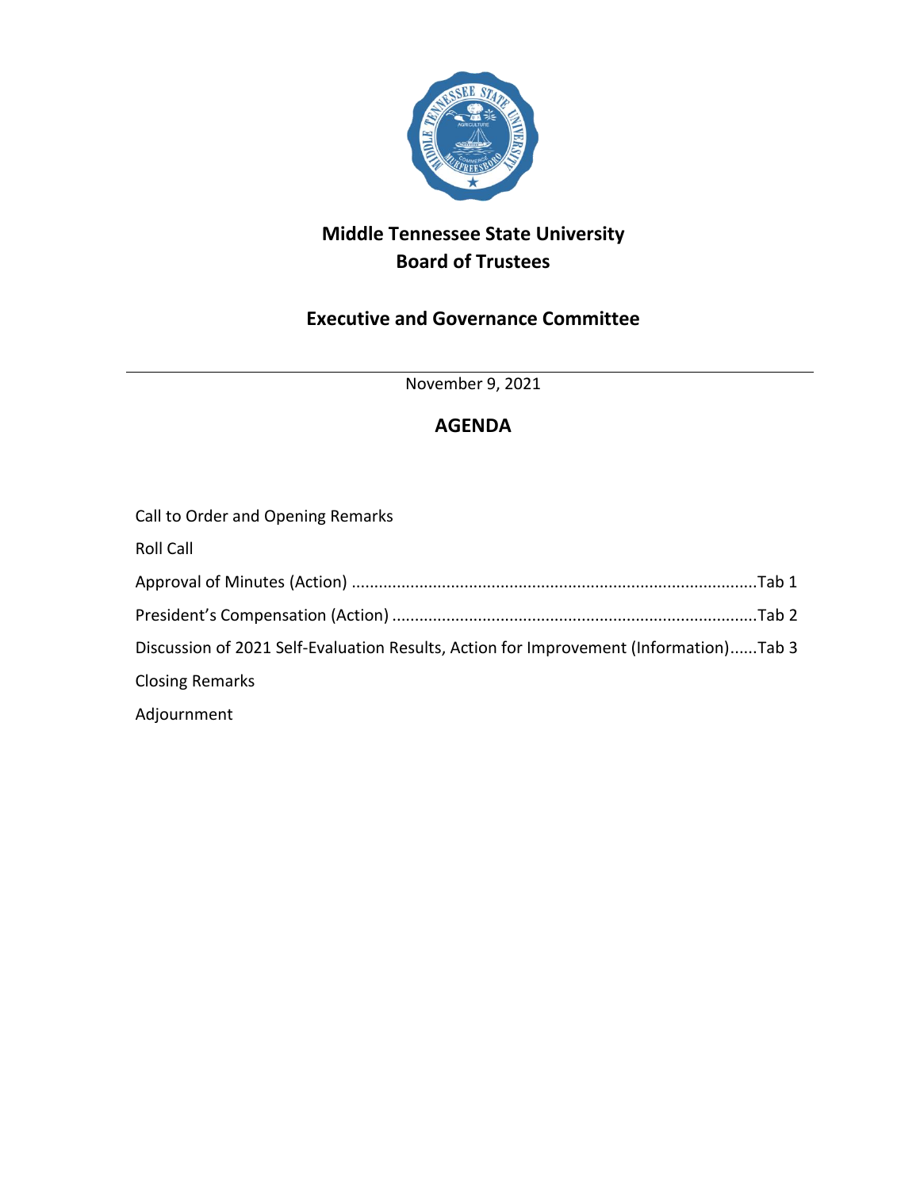# Middle Tennessee State University
# Board of Trustees

## Executive and Governance Committee

---

November 9, 2021

## AGENDA

Call to Order and Opening Remarks

Roll Call

Approval of Minutes (Action) ........................................................................................Tab 1

President's Compensation (Action) ...............................................................................Tab 2

Discussion of 2021 Self-Evaluation Results, Action for Improvement (Information)......Tab 3

Closing Remarks

Adjournment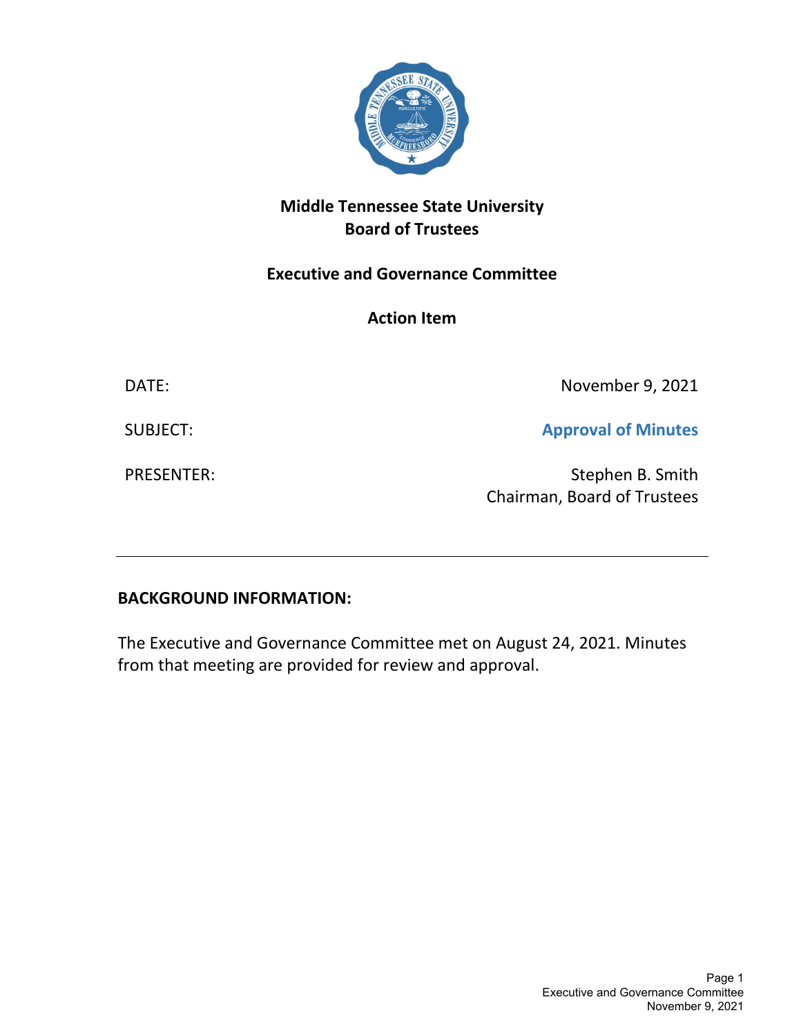# Middle Tennessee State University
# Board of Trustees

## Executive and Governance Committee

## Action Item

| | |
|---|---|
| DATE: | November 9, 2021 |
| SUBJECT: | **Approval of Minutes** |
| PRESENTER: | Stephen B. Smith<br>Chairman, Board of Trustees |

---

**BACKGROUND INFORMATION:**

The Executive and Governance Committee met on August 24, 2021. Minutes from that meeting are provided for review and approval.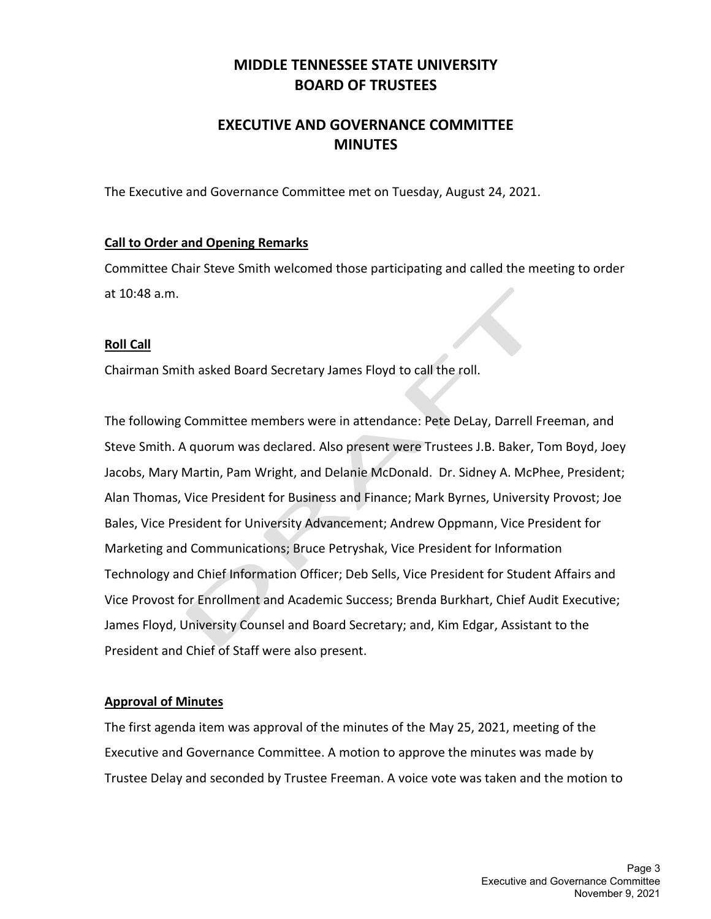# MIDDLE TENNESSEE STATE UNIVERSITY
# BOARD OF TRUSTEES

## EXECUTIVE AND GOVERNANCE COMMITTEE
## MINUTES

The Executive and Governance Committee met on Tuesday, August 24, 2021.

### Call to Order and Opening Remarks

Committee Chair Steve Smith welcomed those participating and called the meeting to order at 10:48 a.m.

### Roll Call

Chairman Smith asked Board Secretary James Floyd to call the roll.

The following Committee members were in attendance: Pete DeLay, Darrell Freeman, and Steve Smith. A quorum was declared. Also present were Trustees J.B. Baker, Tom Boyd, Joey Jacobs, Mary Martin, Pam Wright, and Delanie McDonald. Dr. Sidney A. McPhee, President; Alan Thomas, Vice President for Business and Finance; Mark Byrnes, University Provost; Joe Bales, Vice President for University Advancement; Andrew Oppmann, Vice President for Marketing and Communications; Bruce Petryshak, Vice President for Information Technology and Chief Information Officer; Deb Sells, Vice President for Student Affairs and Vice Provost for Enrollment and Academic Success; Brenda Burkhart, Chief Audit Executive; James Floyd, University Counsel and Board Secretary; and, Kim Edgar, Assistant to the President and Chief of Staff were also present.

### Approval of Minutes

The first agenda item was approval of the minutes of the May 25, 2021, meeting of the Executive and Governance Committee. A motion to approve the minutes was made by Trustee Delay and seconded by Trustee Freeman. A voice vote was taken and the motion to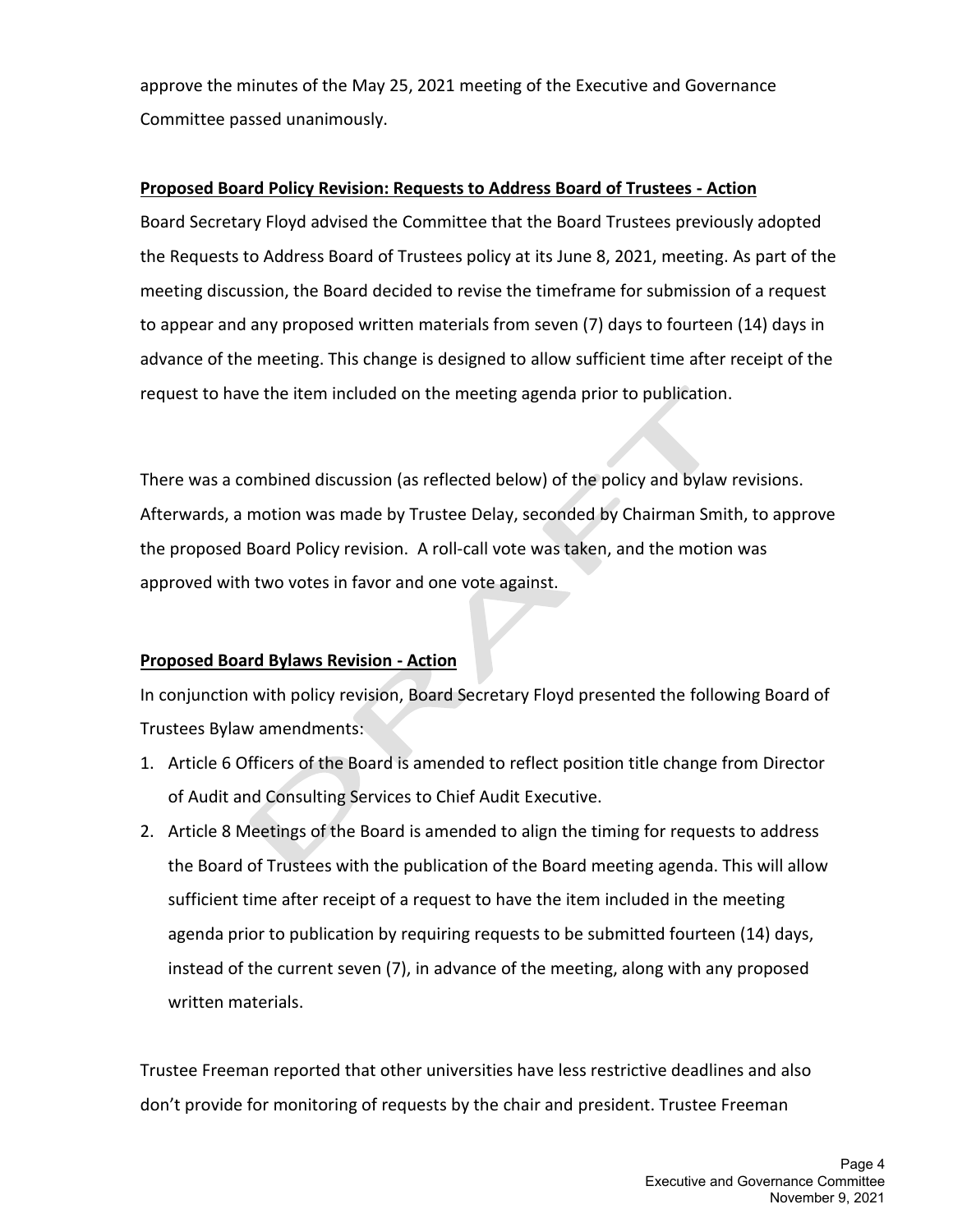approve the minutes of the May 25, 2021 meeting of the Executive and Governance Committee passed unanimously.

**Proposed Board Policy Revision: Requests to Address Board of Trustees - Action**

Board Secretary Floyd advised the Committee that the Board Trustees previously adopted the Requests to Address Board of Trustees policy at its June 8, 2021, meeting. As part of the meeting discussion, the Board decided to revise the timeframe for submission of a request to appear and any proposed written materials from seven (7) days to fourteen (14) days in advance of the meeting. This change is designed to allow sufficient time after receipt of the request to have the item included on the meeting agenda prior to publication.

There was a combined discussion (as reflected below) of the policy and bylaw revisions. Afterwards, a motion was made by Trustee Delay, seconded by Chairman Smith, to approve the proposed Board Policy revision. A roll-call vote was taken, and the motion was approved with two votes in favor and one vote against.

**Proposed Board Bylaws Revision - Action**

In conjunction with policy revision, Board Secretary Floyd presented the following Board of Trustees Bylaw amendments:

1. Article 6 Officers of the Board is amended to reflect position title change from Director of Audit and Consulting Services to Chief Audit Executive.
2. Article 8 Meetings of the Board is amended to align the timing for requests to address the Board of Trustees with the publication of the Board meeting agenda. This will allow sufficient time after receipt of a request to have the item included in the meeting agenda prior to publication by requiring requests to be submitted fourteen (14) days, instead of the current seven (7), in advance of the meeting, along with any proposed written materials.

Trustee Freeman reported that other universities have less restrictive deadlines and also don't provide for monitoring of requests by the chair and president. Trustee Freeman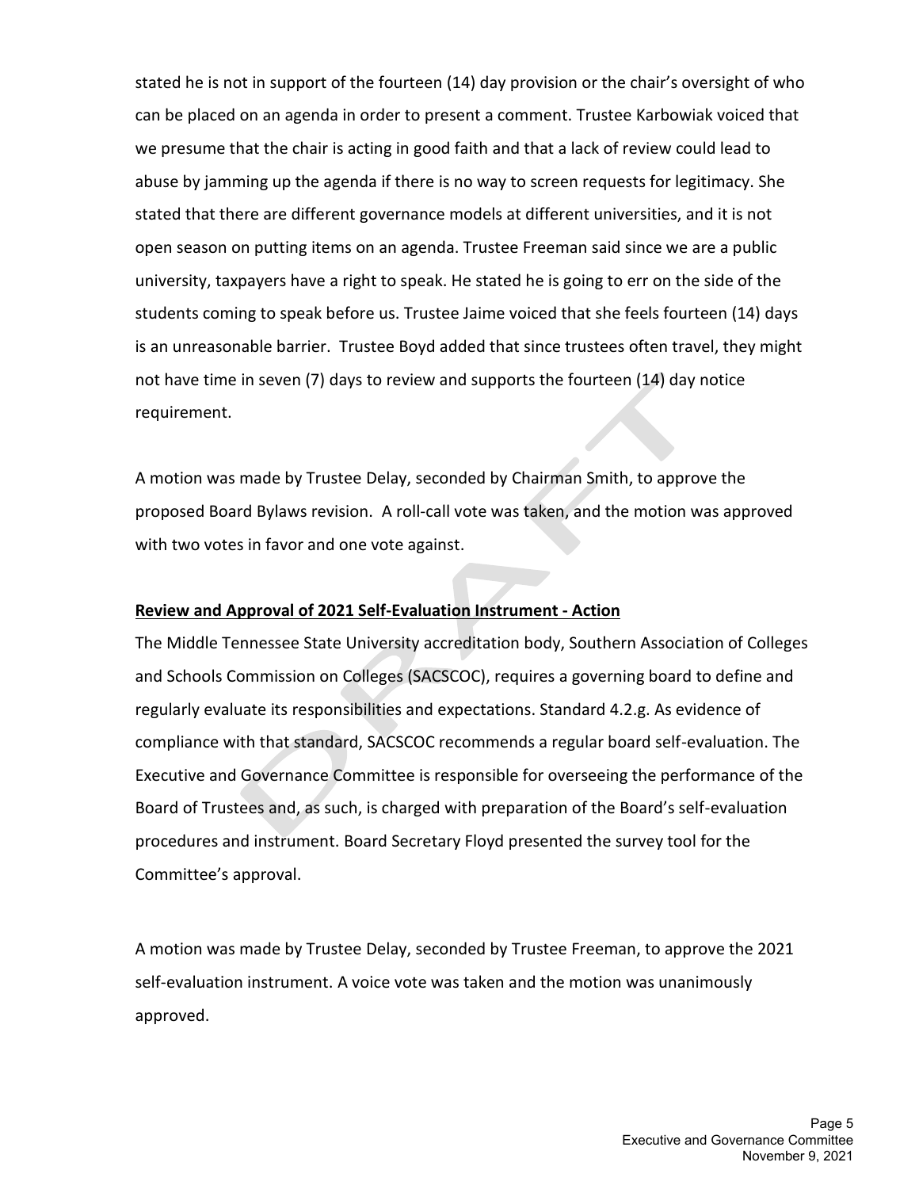stated he is not in support of the fourteen (14) day provision or the chair's oversight of who can be placed on an agenda in order to present a comment. Trustee Karbowiak voiced that we presume that the chair is acting in good faith and that a lack of review could lead to abuse by jamming up the agenda if there is no way to screen requests for legitimacy. She stated that there are different governance models at different universities, and it is not open season on putting items on an agenda. Trustee Freeman said since we are a public university, taxpayers have a right to speak. He stated he is going to err on the side of the students coming to speak before us. Trustee Jaime voiced that she feels fourteen (14) days is an unreasonable barrier. Trustee Boyd added that since trustees often travel, they might not have time in seven (7) days to review and supports the fourteen (14) day notice requirement.

A motion was made by Trustee Delay, seconded by Chairman Smith, to approve the proposed Board Bylaws revision. A roll-call vote was taken, and the motion was approved with two votes in favor and one vote against.

**Review and Approval of 2021 Self-Evaluation Instrument - Action**

The Middle Tennessee State University accreditation body, Southern Association of Colleges and Schools Commission on Colleges (SACSCOC), requires a governing board to define and regularly evaluate its responsibilities and expectations. Standard 4.2.g. As evidence of compliance with that standard, SACSCOC recommends a regular board self-evaluation. The Executive and Governance Committee is responsible for overseeing the performance of the Board of Trustees and, as such, is charged with preparation of the Board's self-evaluation procedures and instrument. Board Secretary Floyd presented the survey tool for the Committee's approval.

A motion was made by Trustee Delay, seconded by Trustee Freeman, to approve the 2021 self-evaluation instrument. A voice vote was taken and the motion was unanimously approved.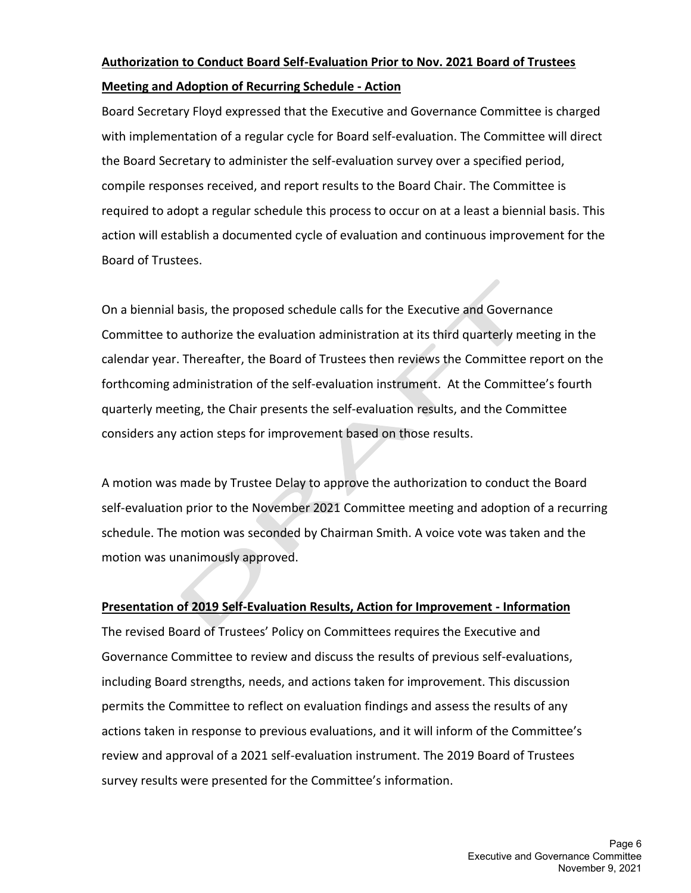**Authorization to Conduct Board Self-Evaluation Prior to Nov. 2021 Board of Trustees Meeting and Adoption of Recurring Schedule - Action**

Board Secretary Floyd expressed that the Executive and Governance Committee is charged with implementation of a regular cycle for Board self-evaluation. The Committee will direct the Board Secretary to administer the self-evaluation survey over a specified period, compile responses received, and report results to the Board Chair. The Committee is required to adopt a regular schedule this process to occur on at a least a biennial basis. This action will establish a documented cycle of evaluation and continuous improvement for the Board of Trustees.

On a biennial basis, the proposed schedule calls for the Executive and Governance Committee to authorize the evaluation administration at its third quarterly meeting in the calendar year. Thereafter, the Board of Trustees then reviews the Committee report on the forthcoming administration of the self-evaluation instrument. At the Committee's fourth quarterly meeting, the Chair presents the self-evaluation results, and the Committee considers any action steps for improvement based on those results.

A motion was made by Trustee Delay to approve the authorization to conduct the Board self-evaluation prior to the November 2021 Committee meeting and adoption of a recurring schedule. The motion was seconded by Chairman Smith. A voice vote was taken and the motion was unanimously approved.

**Presentation of 2019 Self-Evaluation Results, Action for Improvement - Information**

The revised Board of Trustees' Policy on Committees requires the Executive and Governance Committee to review and discuss the results of previous self-evaluations, including Board strengths, needs, and actions taken for improvement. This discussion permits the Committee to reflect on evaluation findings and assess the results of any actions taken in response to previous evaluations, and it will inform of the Committee's review and approval of a 2021 self-evaluation instrument. The 2019 Board of Trustees survey results were presented for the Committee's information.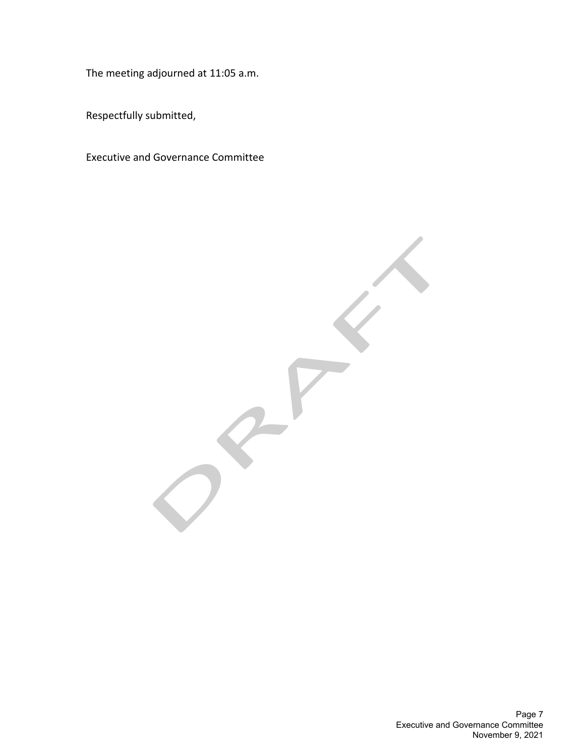The meeting adjourned at 11:05 a.m.

Respectfully submitted,

Executive and Governance Committee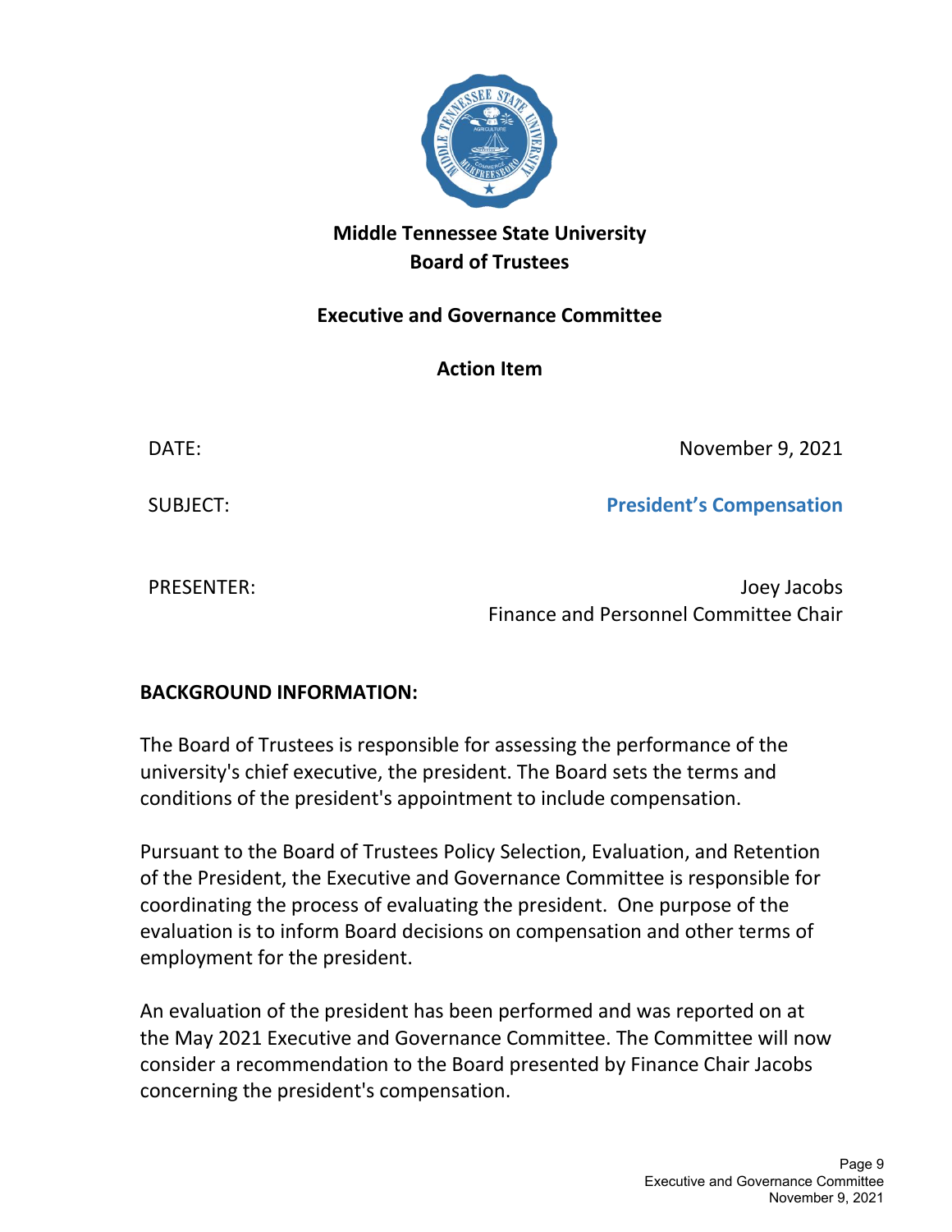**Middle Tennessee State University**
**Board of Trustees**

**Executive and Governance Committee**

**Action Item**

DATE: November 9, 2021

SUBJECT: **President's Compensation**

PRESENTER: Joey Jacobs
Finance and Personnel Committee Chair

**BACKGROUND INFORMATION:**

The Board of Trustees is responsible for assessing the performance of the university's chief executive, the president. The Board sets the terms and conditions of the president's appointment to include compensation.

Pursuant to the Board of Trustees Policy Selection, Evaluation, and Retention of the President, the Executive and Governance Committee is responsible for coordinating the process of evaluating the president. One purpose of the evaluation is to inform Board decisions on compensation and other terms of employment for the president.

An evaluation of the president has been performed and was reported on at the May 2021 Executive and Governance Committee. The Committee will now consider a recommendation to the Board presented by Finance Chair Jacobs concerning the president's compensation.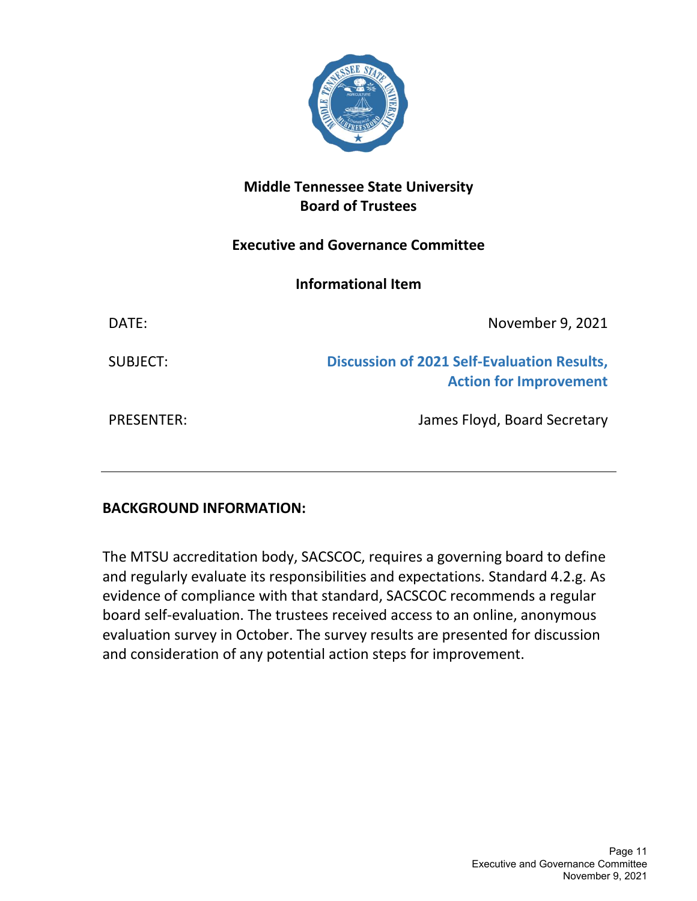**Middle Tennessee State University**
**Board of Trustees**

**Executive and Governance Committee**

**Informational Item**

| | |
|---|---|
| DATE: | November 9, 2021 |
| SUBJECT: | **Discussion of 2021 Self-Evaluation Results, Action for Improvement** |
| PRESENTER: | James Floyd, Board Secretary |

---

**BACKGROUND INFORMATION:**

The MTSU accreditation body, SACSCOC, requires a governing board to define and regularly evaluate its responsibilities and expectations. Standard 4.2.g. As evidence of compliance with that standard, SACSCOC recommends a regular board self-evaluation. The trustees received access to an online, anonymous evaluation survey in October. The survey results are presented for discussion and consideration of any potential action steps for improvement.